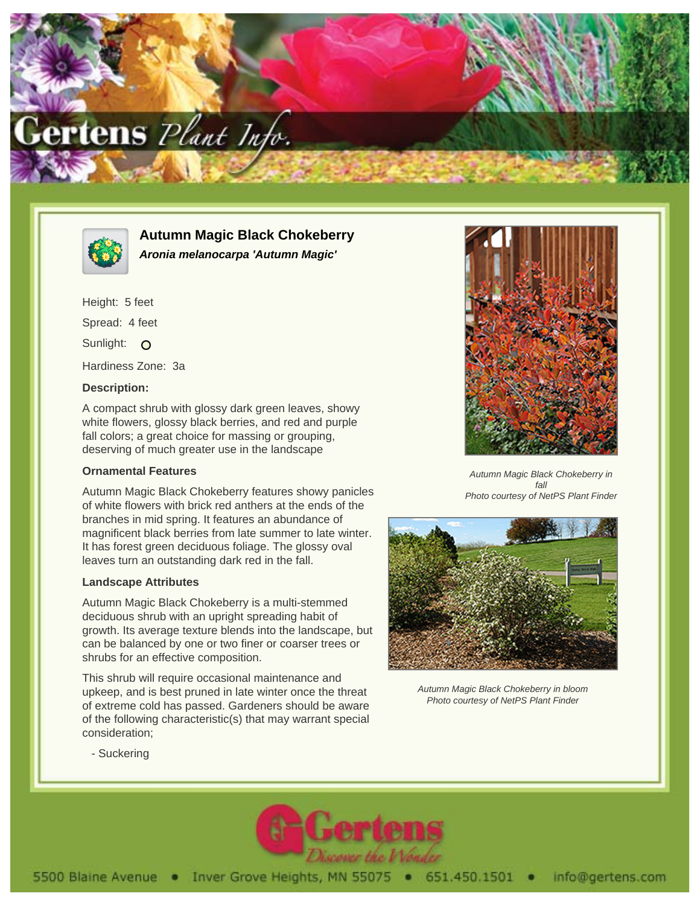# Autumn Magic Black Chokeberry

***Aronia melanocarpa 'Autumn Magic'***

Height: 5 feet

Spread: 4 feet

Sunlight: O

Hardiness Zone: 3a

### Description:

A compact shrub with glossy dark green leaves, showy white flowers, glossy black berries, and red and purple fall colors; a great choice for massing or grouping, deserving of much greater use in the landscape

### Ornamental Features

Autumn Magic Black Chokeberry features showy panicles of white flowers with brick red anthers at the ends of the branches in mid spring. It features an abundance of magnificent black berries from late summer to late winter. It has forest green deciduous foliage. The glossy oval leaves turn an outstanding dark red in the fall.

### Landscape Attributes

Autumn Magic Black Chokeberry is a multi-stemmed deciduous shrub with an upright spreading habit of growth. Its average texture blends into the landscape, but can be balanced by one or two finer or coarser trees or shrubs for an effective composition.

This shrub will require occasional maintenance and upkeep, and is best pruned in late winter once the threat of extreme cold has passed. Gardeners should be aware of the following characteristic(s) that may warrant special consideration;

- Suckering

*Autumn Magic Black Chokeberry in fall*
*Photo courtesy of NetPS Plant Finder*

*Autumn Magic Black Chokeberry in bloom*
*Photo courtesy of NetPS Plant Finder*

5500 Blaine Avenue • Inver Grove Heights, MN 55075 • 651.450.1501 • info@gertens.com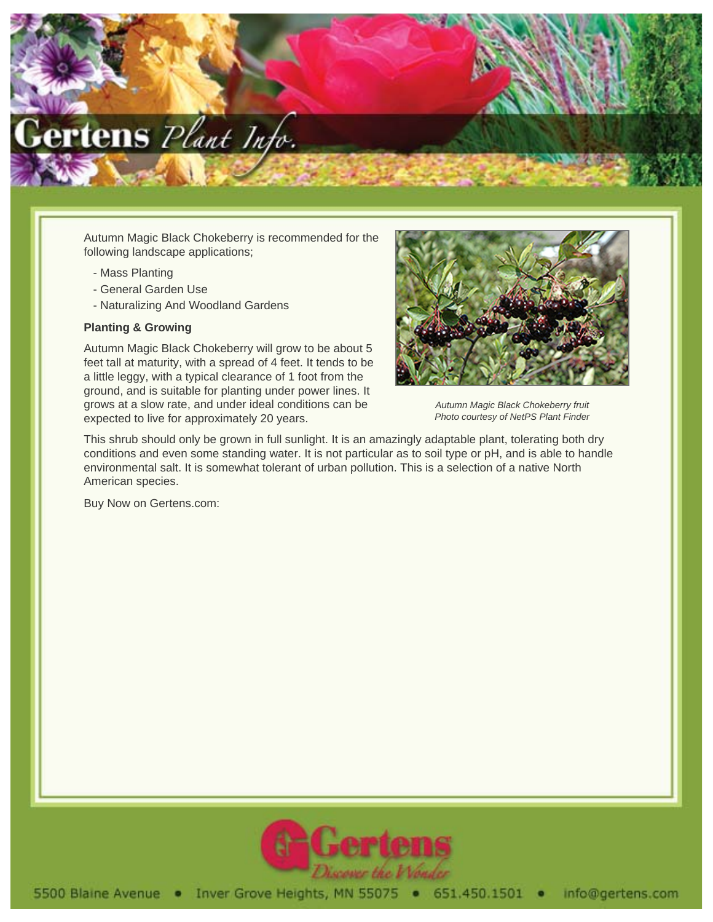Autumn Magic Black Chokeberry is recommended for the following landscape applications;

- Mass Planting
- General Garden Use
- Naturalizing And Woodland Gardens

**Planting & Growing**

Autumn Magic Black Chokeberry will grow to be about 5 feet tall at maturity, with a spread of 4 feet. It tends to be a little leggy, with a typical clearance of 1 foot from the ground, and is suitable for planting under power lines. It grows at a slow rate, and under ideal conditions can be expected to live for approximately 20 years.

*Autumn Magic Black Chokeberry fruit*
*Photo courtesy of NetPS Plant Finder*

This shrub should only be grown in full sunlight. It is an amazingly adaptable plant, tolerating both dry conditions and even some standing water. It is not particular as to soil type or pH, and is able to handle environmental salt. It is somewhat tolerant of urban pollution. This is a selection of a native North American species.

Buy Now on Gertens.com: